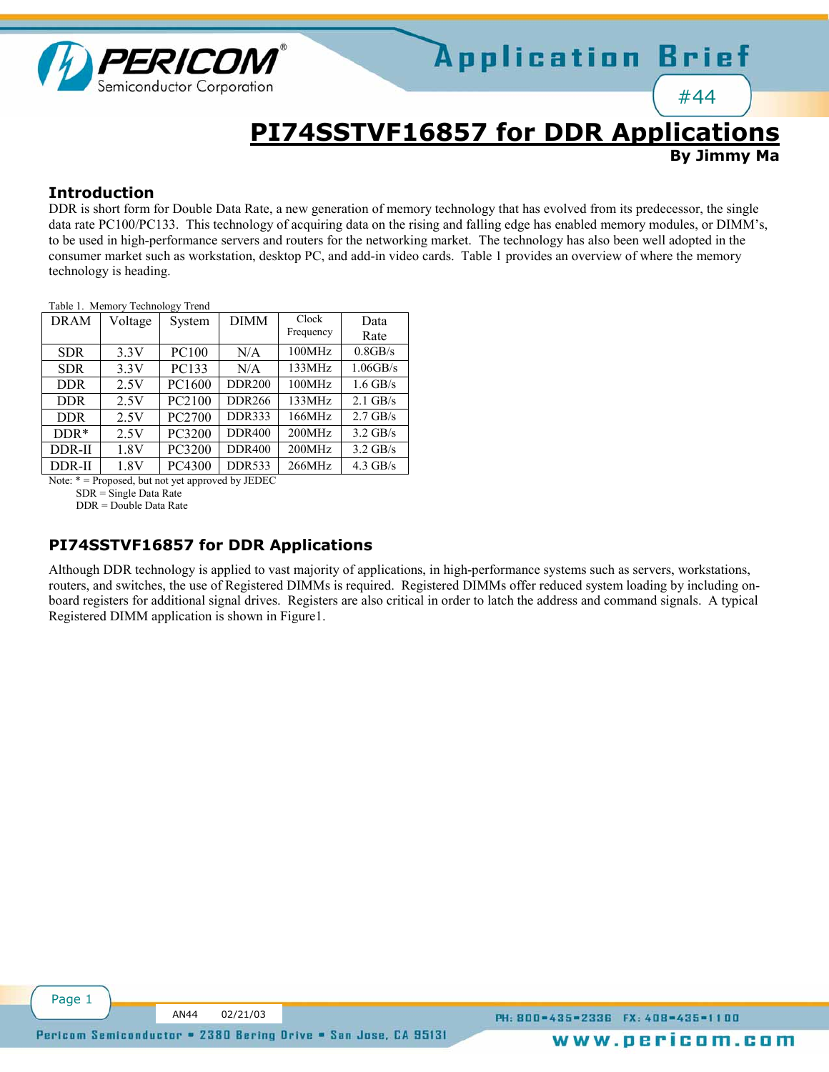# PI74SSTVF16857 for DDR Applications

**By Jimmy Ma**

## Introduction

DDR is short form for Double Data Rate, a new generation of memory technology that has evolved from its predecessor, the single data rate PC100/PC133. This technology of acquiring data on the rising and falling edge has enabled memory modules, or DIMM's, to be used in high-performance servers and routers for the networking market. The technology has also been well adopted in the consumer market such as workstation, desktop PC, and add-in video cards. Table 1 provides an overview of where the memory technology is heading.

Table 1. Memory Technology Trend

| DRAM | Voltage | System | DIMM | Clock Frequency | Data Rate |
|---|---|---|---|---|---|
| SDR | 3.3V | PC100 | N/A | 100MHz | 0.8GB/s |
| SDR | 3.3V | PC133 | N/A | 133MHz | 1.06GB/s |
| DDR | 2.5V | PC1600 | DDR200 | 100MHz | 1.6 GB/s |
| DDR | 2.5V | PC2100 | DDR266 | 133MHz | 2.1 GB/s |
| DDR | 2.5V | PC2700 | DDR333 | 166MHz | 2.7 GB/s |
| DDR* | 2.5V | PC3200 | DDR400 | 200MHz | 3.2 GB/s |
| DDR-II | 1.8V | PC3200 | DDR400 | 200MHz | 3.2 GB/s |
| DDR-II | 1.8V | PC4300 | DDR533 | 266MHz | 4.3 GB/s |

Note: * = Proposed, but not yet approved by JEDEC
SDR = Single Data Rate
DDR = Double Data Rate

## PI74SSTVF16857 for DDR Applications

Although DDR technology is applied to vast majority of applications, in high-performance systems such as servers, workstations, routers, and switches, the use of Registered DIMMs is required. Registered DIMMs offer reduced system loading by including on-board registers for additional signal drives. Registers are also critical in order to latch the address and command signals. A typical Registered DIMM application is shown in Figure1.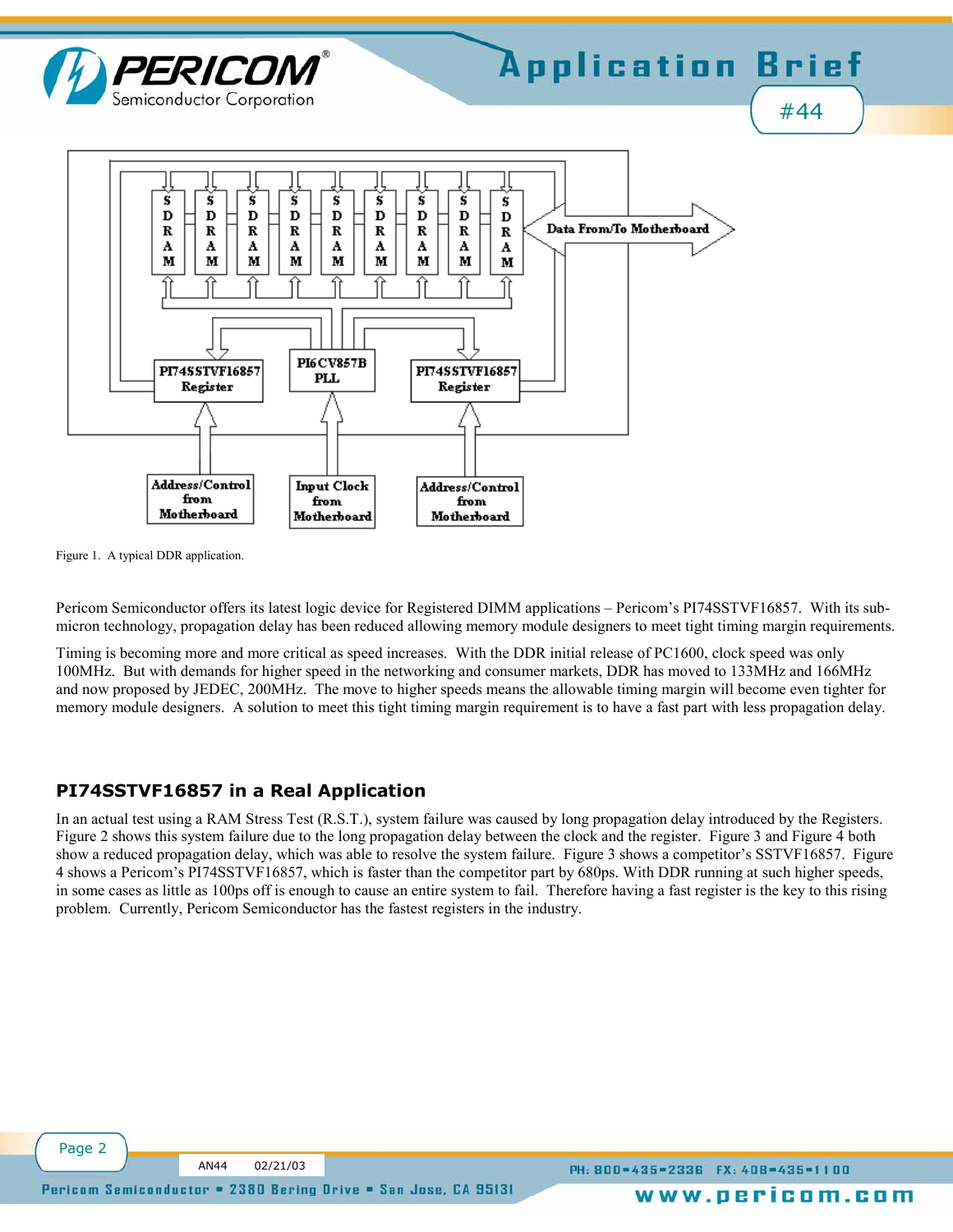Figure 1. A typical DDR application.

Pericom Semiconductor offers its latest logic device for Registered DIMM applications – Pericom's PI74SSTVF16857. With its sub-micron technology, propagation delay has been reduced allowing memory module designers to meet tight timing margin requirements.

Timing is becoming more and more critical as speed increases. With the DDR initial release of PC1600, clock speed was only 100MHz. But with demands for higher speed in the networking and consumer markets, DDR has moved to 133MHz and 166MHz and now proposed by JEDEC, 200MHz. The move to higher speeds means the allowable timing margin will become even tighter for memory module designers. A solution to meet this tight timing margin requirement is to have a fast part with less propagation delay.

## PI74SSTVF16857 in a Real Application

In an actual test using a RAM Stress Test (R.S.T.), system failure was caused by long propagation delay introduced by the Registers. Figure 2 shows this system failure due to the long propagation delay between the clock and the register. Figure 3 and Figure 4 both show a reduced propagation delay, which was able to resolve the system failure. Figure 3 shows a competitor's SSTVF16857. Figure 4 shows a Pericom's PI74SSTVF16857, which is faster than the competitor part by 680ps. With DDR running at such higher speeds, in some cases as little as 100ps off is enough to cause an entire system to fail. Therefore having a fast register is the key to this rising problem. Currently, Pericom Semiconductor has the fastest registers in the industry.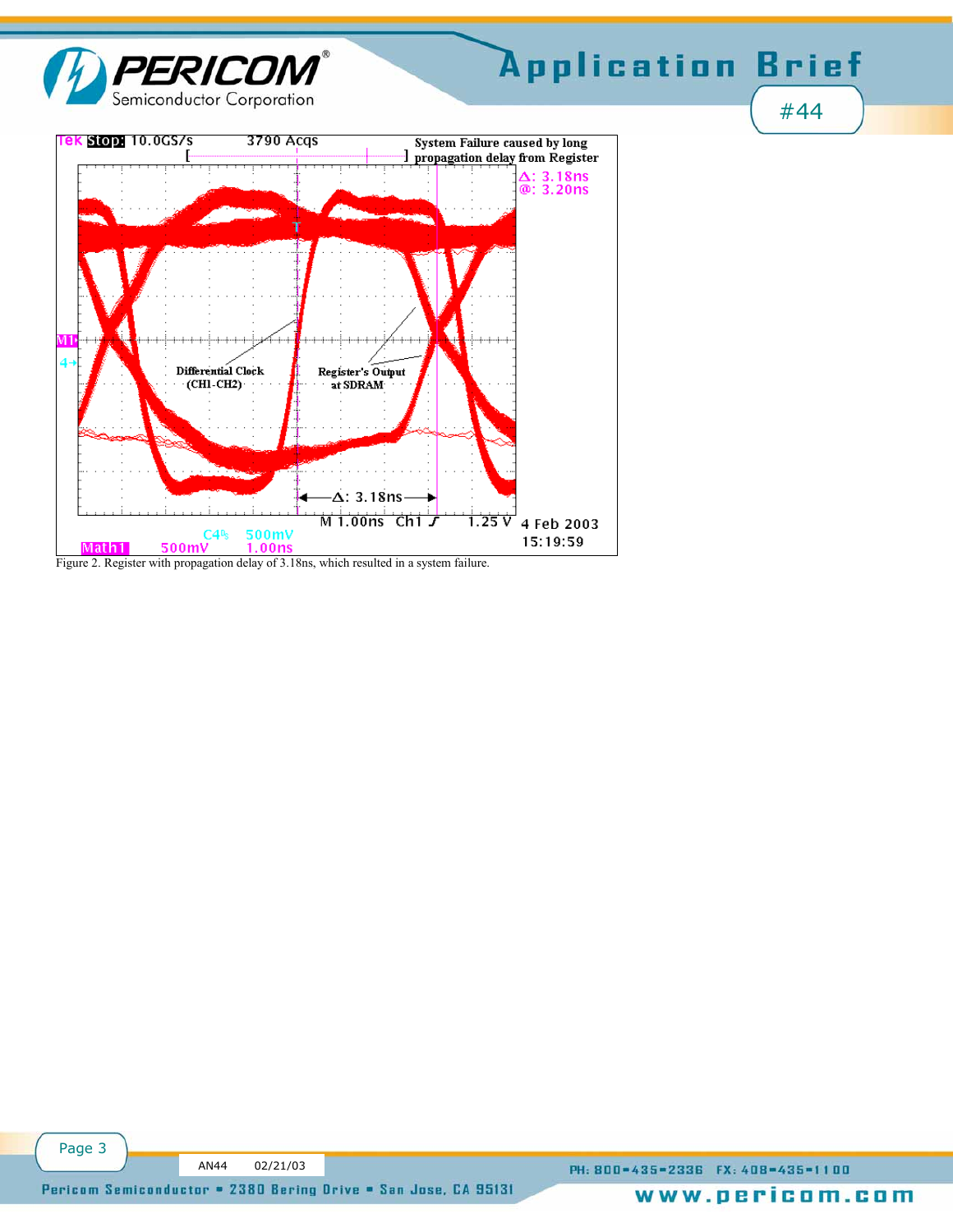Figure 2. Register with propagation delay of 3.18ns, which resulted in a system failure.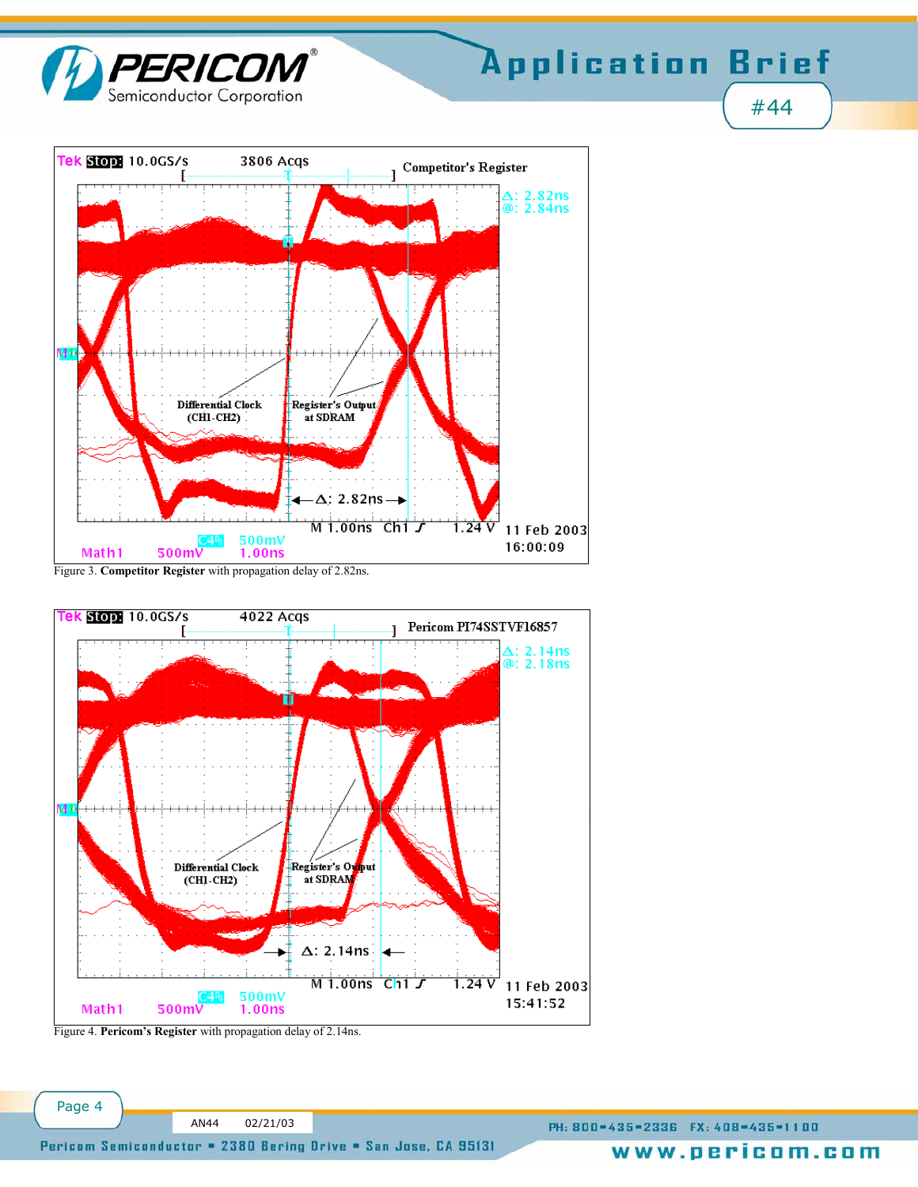Tek Stop: 10.0GS/s 3806 Acqs

Competitor's Register

Δ: 2.82ns
@: 2.84ns

Differential Clock
(CH1-CH2)

Register's Output
at SDRAM

Δ: 2.82ns

M 1.00ns Ch1 ∫ 1.24 V

11 Feb 2003
16:00:09

Math1 500mV

C4 500mV
1.00ns

Figure 3. **Competitor Register** with propagation delay of 2.82ns.

Tek Stop: 10.0GS/s 4022 Acqs

Pericom PI74SSTVF16857

Δ: 2.14ns
@: 2.18ns

Differential Clock
(CH1-CH2)

Register's Output
at SDRAM

Δ: 2.14ns

M 1.00ns Ch1 ∫ 1.24 V

11 Feb 2003
15:41:52

Math1 500mV

C4 500mV
1.00ns

Figure 4. **Pericom's Register** with propagation delay of 2.14ns.